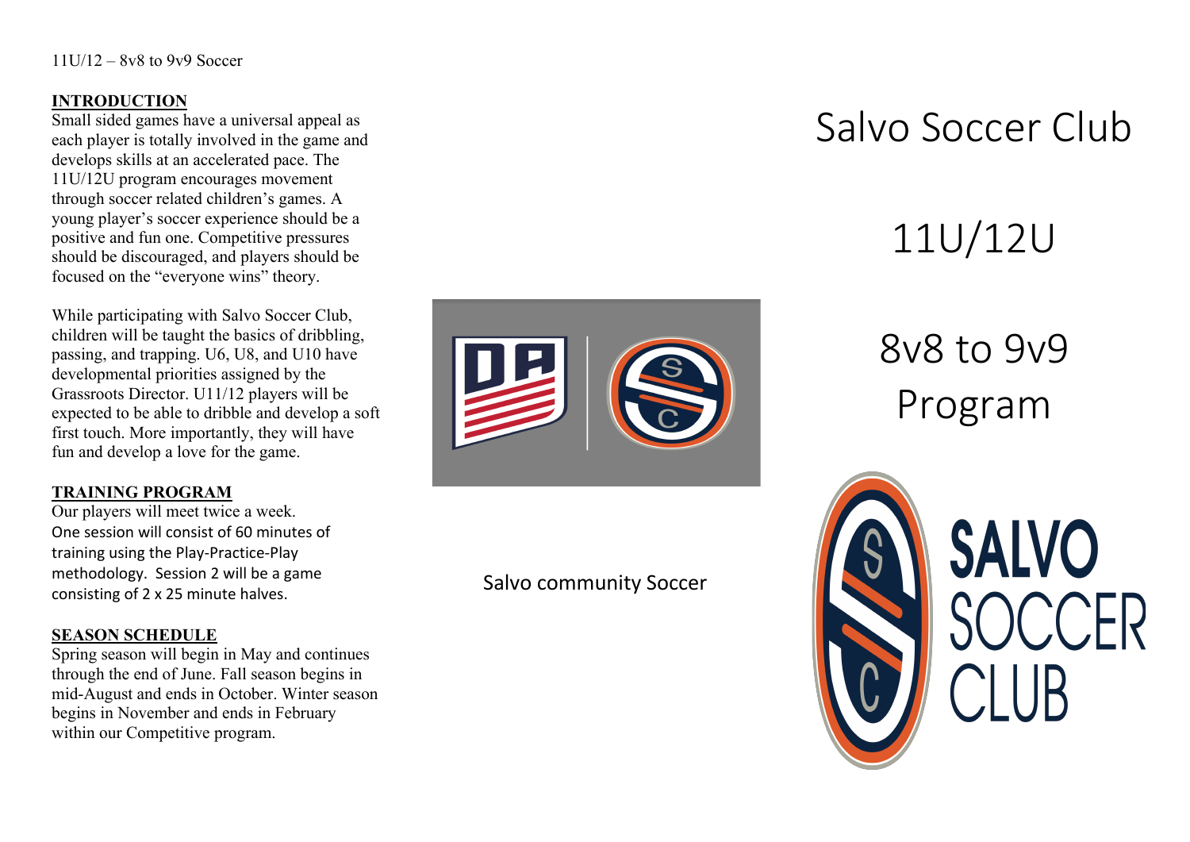11U/12 – 8v8 to 9v9 Soccer

## INTRODUCTION

Small sided games have a universal appeal as each player is totally involved in the game and develops skills at an accelerated pace. The 11U/12U program encourages movement through soccer related children's games. A young player's soccer experience should be a positive and fun one. Competitive pressures should be discouraged, and players should be focused on the "everyone wins" theory.

While participating with Salvo Soccer Club, children will be taught the basics of dribbling, passing, and trapping. U6, U8, and U10 have developmental priorities assigned by the Grassroots Director. U11/12 players will be expected to be able to dribble and develop a soft first touch. More importantly, they will have fun and develop a love for the game.

## TRAINING PROGRAM

Our players will meet twice a week. One session will consist of 60 minutes of training using the Play-Practice-Play methodology. Session 2 will be a game consisting of 2 x 25 minute halves.

## SEASON SCHEDULE

Spring season will begin in May and continues through the end of June. Fall season begins in mid-August and ends in October. Winter season begins in November and ends in February within our Competitive program.

Salvo community Soccer

# Salvo Soccer Club

# 11U/12U

# 8v8 to 9v9 Program

SALVO SOCCER CLUB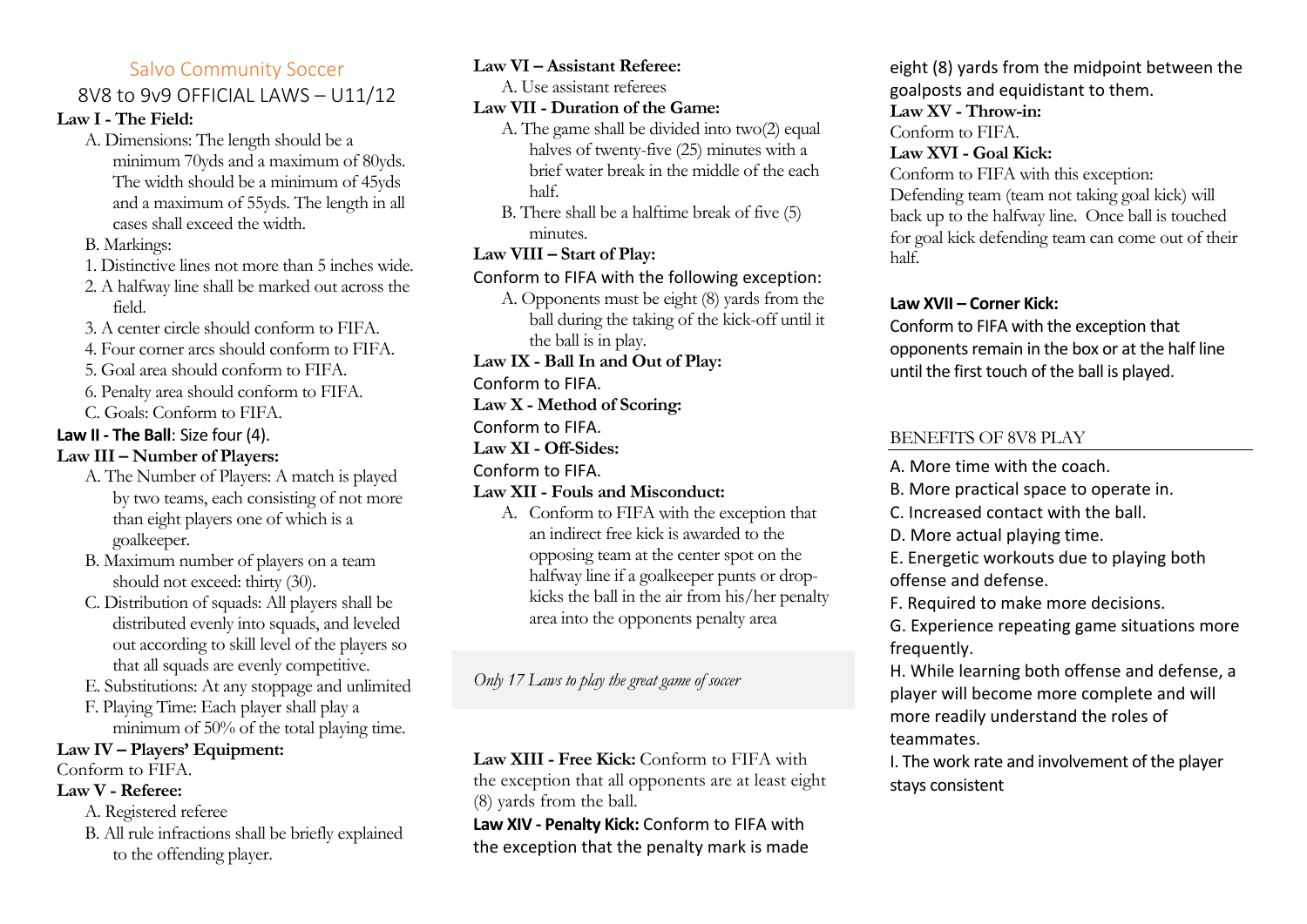# Salvo Community Soccer

## 8V8 to 9v9 OFFICIAL LAWS – U11/12

**Law I - The Field:**

A. Dimensions: The length should be a minimum 70yds and a maximum of 80yds. The width should be a minimum of 45yds and a maximum of 55yds. The length in all cases shall exceed the width.

B. Markings:

1. Distinctive lines not more than 5 inches wide.
2. A halfway line shall be marked out across the field.
3. A center circle should conform to FIFA.
4. Four corner arcs should conform to FIFA.
5. Goal area should conform to FIFA.
6. Penalty area should conform to FIFA.

C. Goals: Conform to FIFA.

**Law II - The Ball**: Size four (4).

**Law III – Number of Players:**

A. The Number of Players: A match is played by two teams, each consisting of not more than eight players one of which is a goalkeeper.

B. Maximum number of players on a team should not exceed: thirty (30).

C. Distribution of squads: All players shall be distributed evenly into squads, and leveled out according to skill level of the players so that all squads are evenly competitive.

E. Substitutions: At any stoppage and unlimited

F. Playing Time: Each player shall play a minimum of 50% of the total playing time.

**Law IV – Players' Equipment:**

Conform to FIFA.

**Law V - Referee:**

A. Registered referee

B. All rule infractions shall be briefly explained to the offending player.

**Law VI – Assistant Referee:**

A. Use assistant referees

**Law VII - Duration of the Game:**

A. The game shall be divided into two(2) equal halves of twenty-five (25) minutes with a brief water break in the middle of the each half.

B. There shall be a halftime break of five (5) minutes.

**Law VIII – Start of Play:**

Conform to FIFA with the following exception:

A. Opponents must be eight (8) yards from the ball during the taking of the kick-off until it the ball is in play.

**Law IX - Ball In and Out of Play:**

Conform to FIFA.

**Law X - Method of Scoring:**

Conform to FIFA.

**Law XI - Off-Sides:**

Conform to FIFA.

**Law XII - Fouls and Misconduct:**

A. Conform to FIFA with the exception that an indirect free kick is awarded to the opposing team at the center spot on the halfway line if a goalkeeper punts or drop-kicks the ball in the air from his/her penalty area into the opponents penalty area

*Only 17 Laws to play the great game of soccer*

**Law XIII - Free Kick:** Conform to FIFA with the exception that all opponents are at least eight (8) yards from the ball.

**Law XIV - Penalty Kick:** Conform to FIFA with the exception that the penalty mark is made eight (8) yards from the midpoint between the goalposts and equidistant to them.

**Law XV - Throw-in:**

Conform to FIFA.

**Law XVI - Goal Kick:**

Conform to FIFA with this exception:

Defending team (team not taking goal kick) will back up to the halfway line. Once ball is touched for goal kick defending team can come out of their half.

**Law XVII – Corner Kick:**

Conform to FIFA with the exception that opponents remain in the box or at the half line until the first touch of the ball is played.

## BENEFITS OF 8V8 PLAY

A. More time with the coach.

B. More practical space to operate in.

C. Increased contact with the ball.

D. More actual playing time.

E. Energetic workouts due to playing both offense and defense.

F. Required to make more decisions.

G. Experience repeating game situations more frequently.

H. While learning both offense and defense, a player will become more complete and will more readily understand the roles of teammates.

I. The work rate and involvement of the player stays consistent